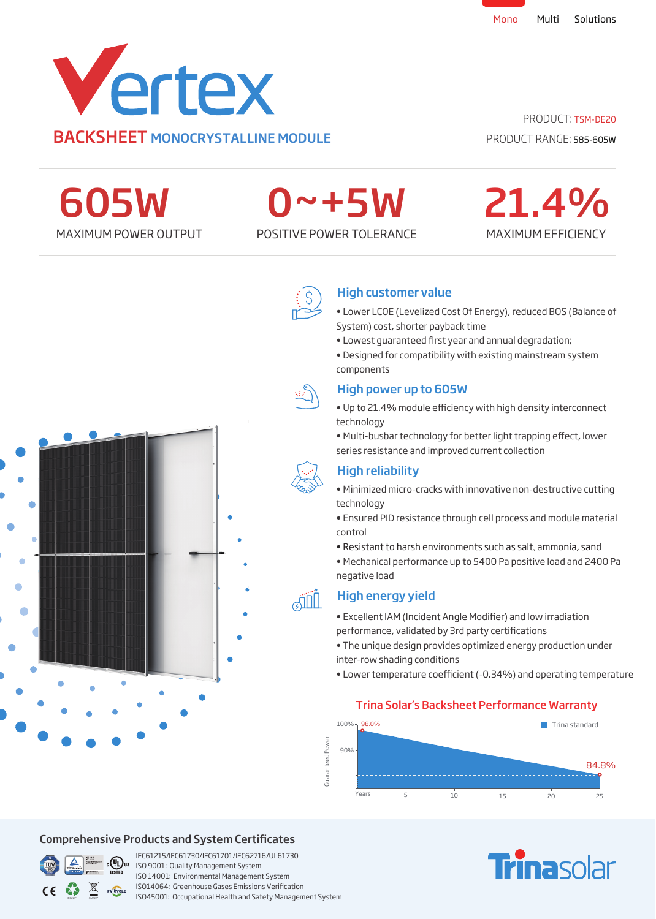Mono Multi Solutions

# Vertex

## BACKSHEET MONOCRYSTALLINE MODULE

PRODUCT: TSM-DE20

PRODUCT RANGE: 585-605W

| 605W | 0~+5W | 21.4% |
|---|---|---|
| MAXIMUM POWER OUTPUT | POSITIVE POWER TOLERANCE | MAXIMUM EFFICIENCY |

### High customer value

- Lower LCOE (Levelized Cost Of Energy), reduced BOS (Balance of System) cost, shorter payback time
- Lowest guaranteed first year and annual degradation;
- Designed for compatibility with existing mainstream system components

### High power up to 605W

- Up to 21.4% module efficiency with high density interconnect technology
- Multi-busbar technology for better light trapping effect, lower series resistance and improved current collection

### High reliability

- Minimized micro-cracks with innovative non-destructive cutting technology
- Ensured PID resistance through cell process and module material control
- Resistant to harsh environments such as salt, ammonia, sand
- Mechanical performance up to 5400 Pa positive load and 2400 Pa negative load

### High energy yield

- Excellent IAM (Incident Angle Modifier) and low irradiation performance, validated by 3rd party certifications
- The unique design provides optimized energy production under inter-row shading conditions
- Lower temperature coefficient (-0.34%) and operating temperature

### Trina Solar's Backsheet Performance Warranty

Guaranteed Power: 100%, 90%; Years: 5, 10, 15, 20, 25

98.0% (start) — 84.8% (year 25)

Trina standard

## Comprehensive Products and System Certificates

IEC61215/IEC61730/IEC61701/IEC62716/UL61730

ISO 9001: Quality Management System

ISO 14001: Environmental Management System

ISO14064: Greenhouse Gases Emissions Verification

ISO45001: Occupational Health and Safety Management System

Trinasolar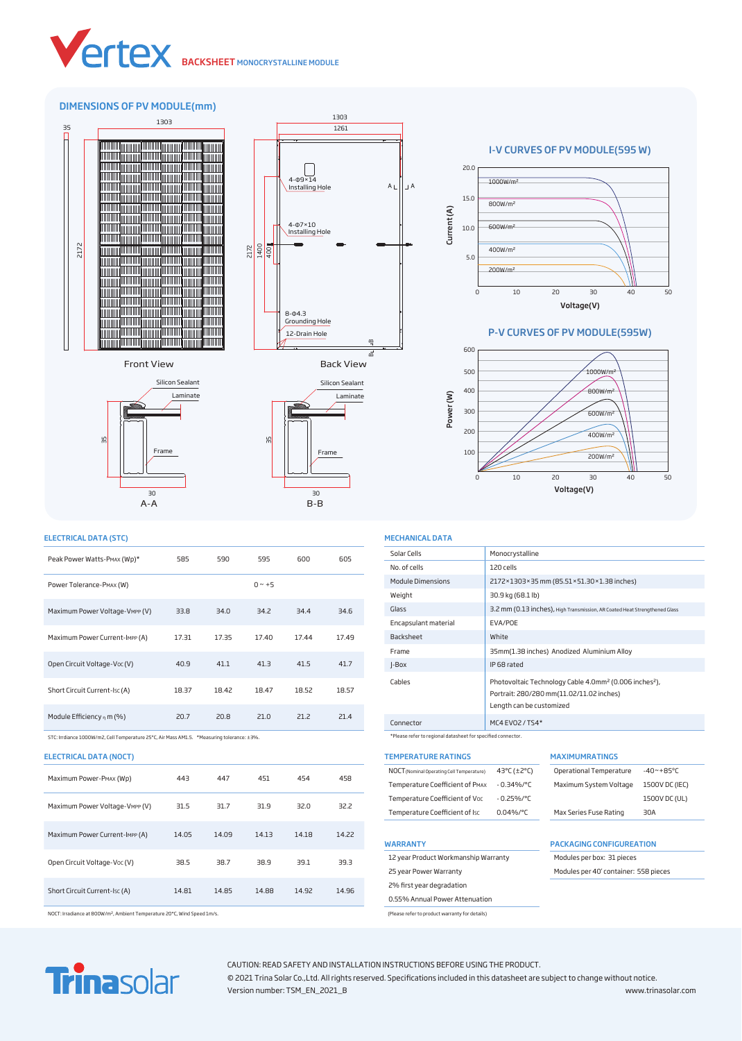# Vertex BACKSHEET MONOCRYSTALLINE MODULE

## DIMENSIONS OF PV MODULE(mm)

1303
35
2172

Front View

1303
1261
4-Φ9×14
Installing Hole
A
A
4-Φ7×10
Installing Hole
2172
1400
400
8-Φ4.3
Grounding Hole
12-Drain Hole
B
B

Back View

Silicon Sealant
Laminate
35
Frame
30
A-A

Silicon Sealant
Laminate
35
Frame
30
B-B

## I-V CURVES OF PV MODULE(595 W)

Current(A)
20.0
15.0
10.0
5.0
1000W/m²
800W/m²
600W/m²
400W/m²
200W/m²
0 10 20 30 40 50
Voltage(V)

## P-V CURVES OF PV MODULE(595W)

Power(W)
600
500
400
300
200
100
1000W/m²
800W/m²
600W/m²
400W/m²
200W/m²
0 10 20 30 40 50
Voltage(V)

## ELECTRICAL DATA (STC)

| | | | | | |
|---|---|---|---|---|---|
| Peak Power Watts-PMAX (Wp)* | 585 | 590 | 595 | 600 | 605 |
| Power Tolerance-PMAX (W) | | | 0 ~ +5 | | |
| Maximum Power Voltage-VMPP (V) | 33.8 | 34.0 | 34.2 | 34.4 | 34.6 |
| Maximum Power Current-IMPP (A) | 17.31 | 17.35 | 17.40 | 17.44 | 17.49 |
| Open Circuit Voltage-Voc (V) | 40.9 | 41.1 | 41.3 | 41.5 | 41.7 |
| Short Circuit Current-Isc (A) | 18.37 | 18.42 | 18.47 | 18.52 | 18.57 |
| Module Efficiency η m (%) | 20.7 | 20.8 | 21.0 | 21.2 | 21.4 |

STC: Irrdiance 1000W/m2, Cell Temperature 25°C, Air Mass AM1.5. *Measuring tolerance: ±3%.

## ELECTRICAL DATA (NOCT)

| | | | | | |
|---|---|---|---|---|---|
| Maximum Power-PMAX (Wp) | 443 | 447 | 451 | 454 | 458 |
| Maximum Power Voltage-VMPP (V) | 31.5 | 31.7 | 31.9 | 32.0 | 32.2 |
| Maximum Power Current-IMPP (A) | 14.05 | 14.09 | 14.13 | 14.18 | 14.22 |
| Open Circuit Voltage-Voc (V) | 38.5 | 38.7 | 38.9 | 39.1 | 39.3 |
| Short Circuit Current-Isc (A) | 14.81 | 14.85 | 14.88 | 14.92 | 14.96 |

NOCT: Irradiance at 800W/m², Ambient Temperature 20°C, Wind Speed 1m/s.

## MECHANICAL DATA

| | |
|---|---|
| Solar Cells | Monocrystalline |
| No. of cells | 120 cells |
| Module Dimensions | 2172×1303×35 mm (85.51×51.30×1.38 inches) |
| Weight | 30.9 kg (68.1 lb) |
| Glass | 3.2 mm (0.13 inches), High Transmission, AR Coated Heat Strengthened Glass |
| Encapsulant material | EVA/POE |
| Backsheet | White |
| Frame | 35mm(1.38 inches) Anodized Aluminium Alloy |
| J-Box | IP 68 rated |
| Cables | Photovoltaic Technology Cable 4.0mm² (0.006 inches²), Portrait: 280/280 mm(11.02/11.02 inches) Length can be customized |
| Connector | MC4 EVO2 / TS4* |

*Please refer to regional datasheet for specified connector.

## TEMPERATURE RATINGS

| | |
|---|---|
| NOCT (Nominal Operating Cell Temperature) | 43°C (±2°C) |
| Temperature Coefficient of PMAX | - 0.34%/°C |
| Temperature Coefficient of Voc | - 0.25%/°C |
| Temperature Coefficient of Isc | 0.04%/°C |

## MAXIMUMRATINGS

| | |
|---|---|
| Operational Temperature | -40~+85°C |
| Maximum System Voltage | 1500V DC (IEC) |
| | 1500V DC (UL) |
| Max Series Fuse Rating | 30A |

## WARRANTY

12 year Product Workmanship Warranty
25 year Power Warranty
2% first year degradation
0.55% Annual Power Attenuation

(Please refer to product warranty for details)

## PACKAGING CONFIGUREATION

Modules per box: 31 pieces
Modules per 40' container: 558 pieces

CAUTION: READ SAFETY AND INSTALLATION INSTRUCTIONS BEFORE USING THE PRODUCT.
© 2021 Trina Solar Co.,Ltd. All rights reserved. Specifications included in this datasheet are subject to change without notice.
Version number: TSM_EN_2021_B
www.trinasolar.com